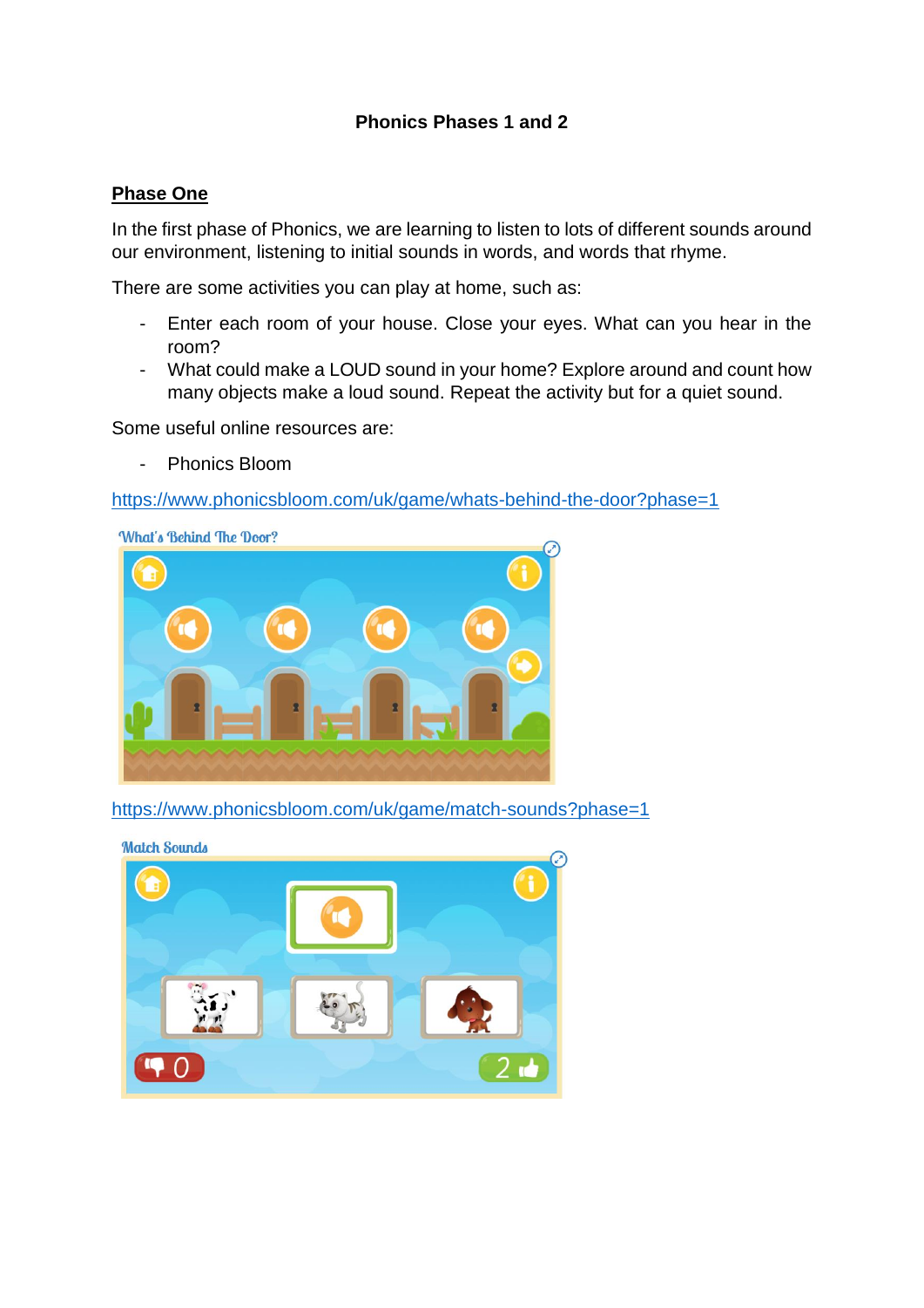**Phonics Phases 1 and 2**

## Phase One

In the first phase of Phonics, we are learning to listen to lots of different sounds around our environment, listening to initial sounds in words, and words that rhyme.

There are some activities you can play at home, such as:

- Enter each room of your house. Close your eyes. What can you hear in the room?
- What could make a LOUD sound in your home? Explore around and count how many objects make a loud sound. Repeat the activity but for a quiet sound.

Some useful online resources are:

- Phonics Bloom

https://www.phonicsbloom.com/uk/game/whats-behind-the-door?phase=1

What's Behind The Door?

https://www.phonicsbloom.com/uk/game/match-sounds?phase=1

Match Sounds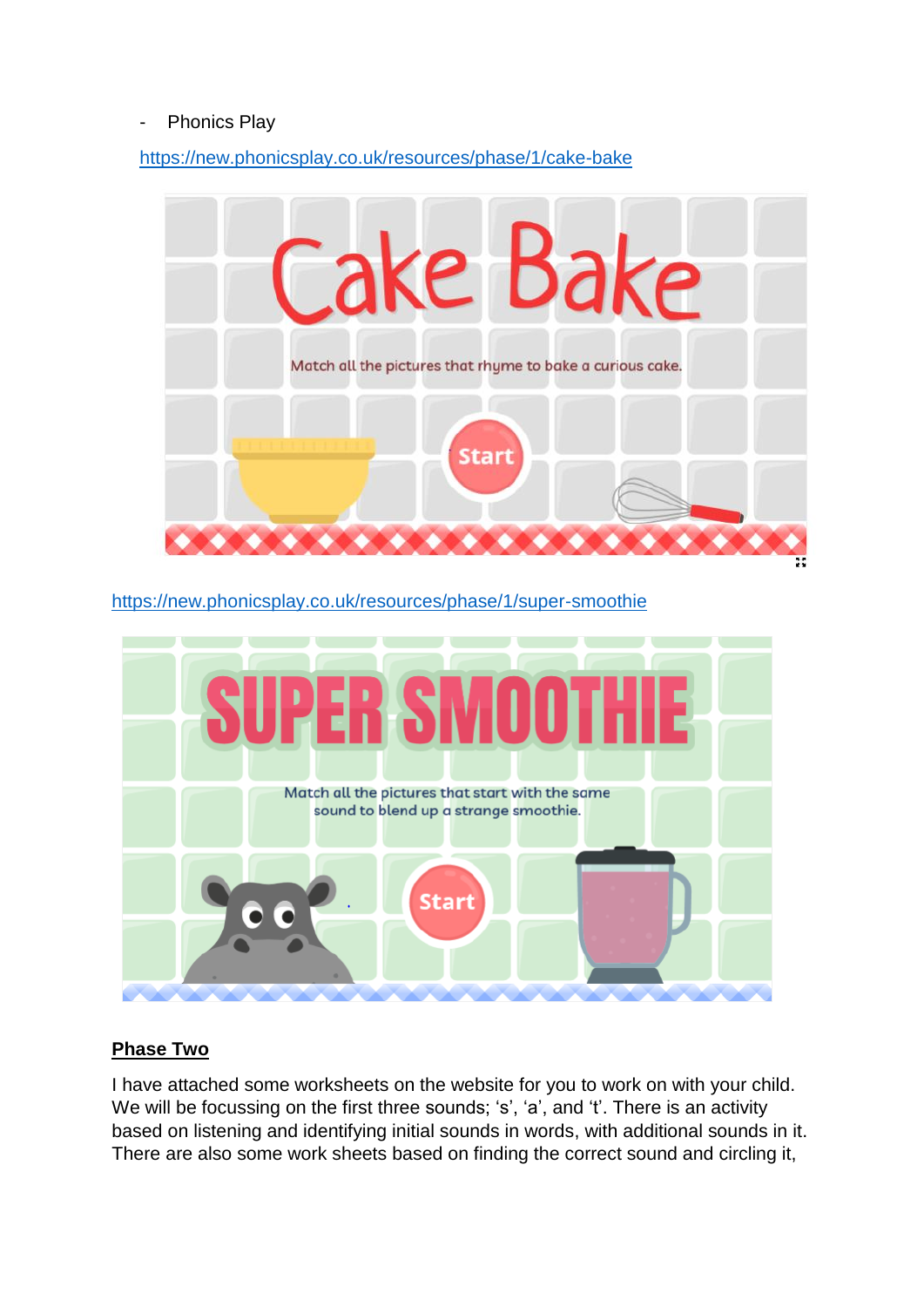- Phonics Play

https://new.phonicsplay.co.uk/resources/phase/1/cake-bake

https://new.phonicsplay.co.uk/resources/phase/1/super-smoothie

**Phase Two**

I have attached some worksheets on the website for you to work on with your child. We will be focussing on the first three sounds; 's', 'a', and 't'. There is an activity based on listening and identifying initial sounds in words, with additional sounds in it. There are also some work sheets based on finding the correct sound and circling it,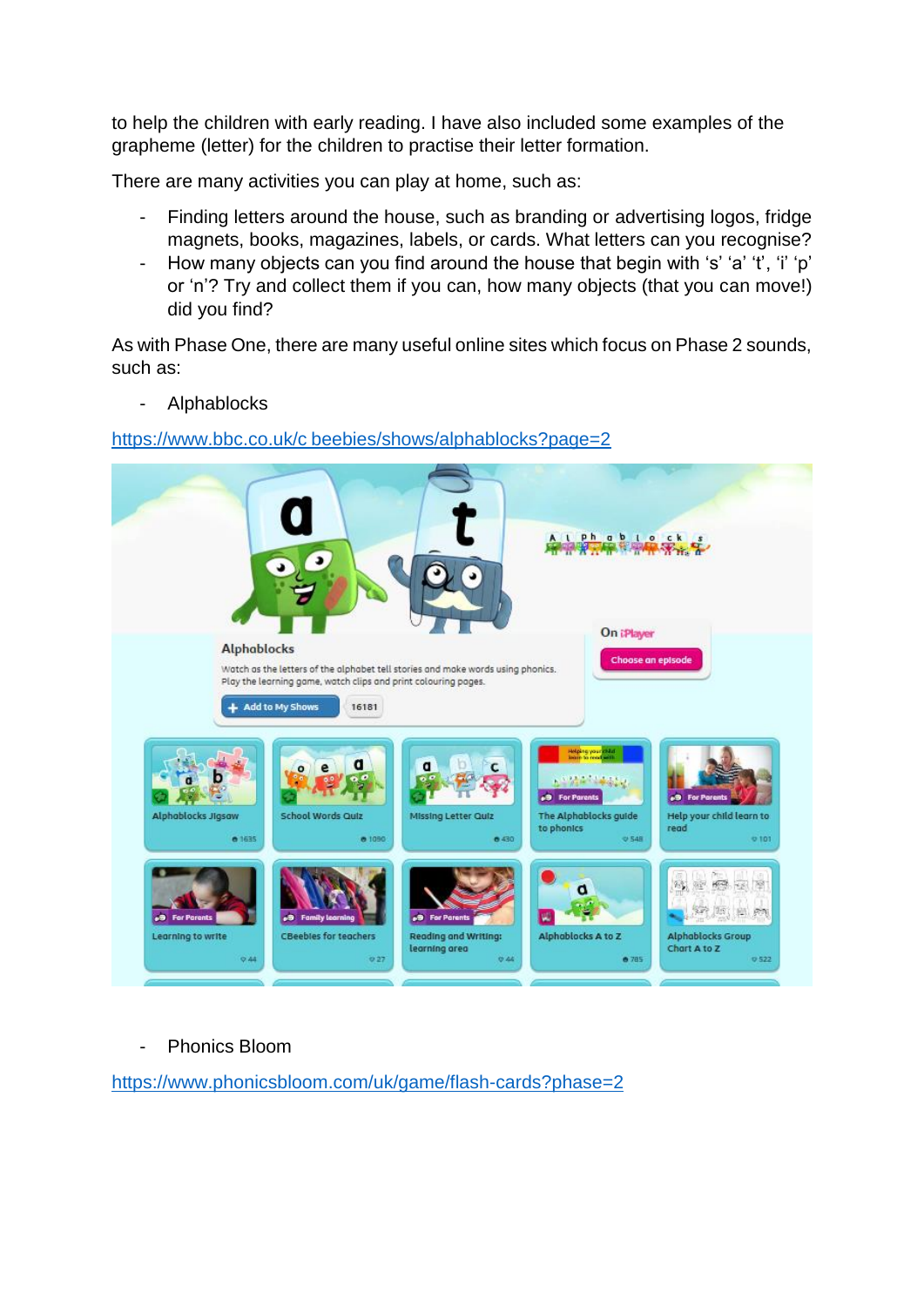to help the children with early reading. I have also included some examples of the grapheme (letter) for the children to practise their letter formation.

There are many activities you can play at home, such as:

- Finding letters around the house, such as branding or advertising logos, fridge magnets, books, magazines, labels, or cards. What letters can you recognise?
- How many objects can you find around the house that begin with 's' 'a' 't', 'i' 'p' or 'n'? Try and collect them if you can, how many objects (that you can move!) did you find?

As with Phase One, there are many useful online sites which focus on Phase 2 sounds, such as:

- Alphablocks

https://www.bbc.co.uk/c beebies/shows/alphablocks?page=2

- Phonics Bloom

https://www.phonicsbloom.com/uk/game/flash-cards?phase=2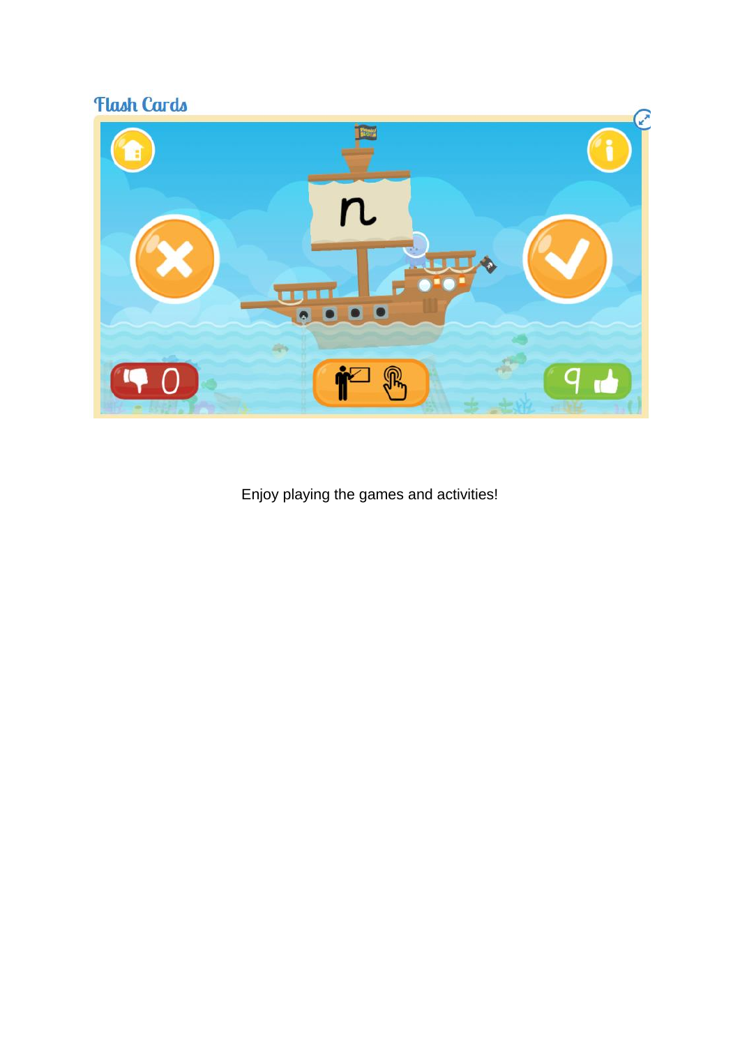## Flash Cards

Enjoy playing the games and activities!